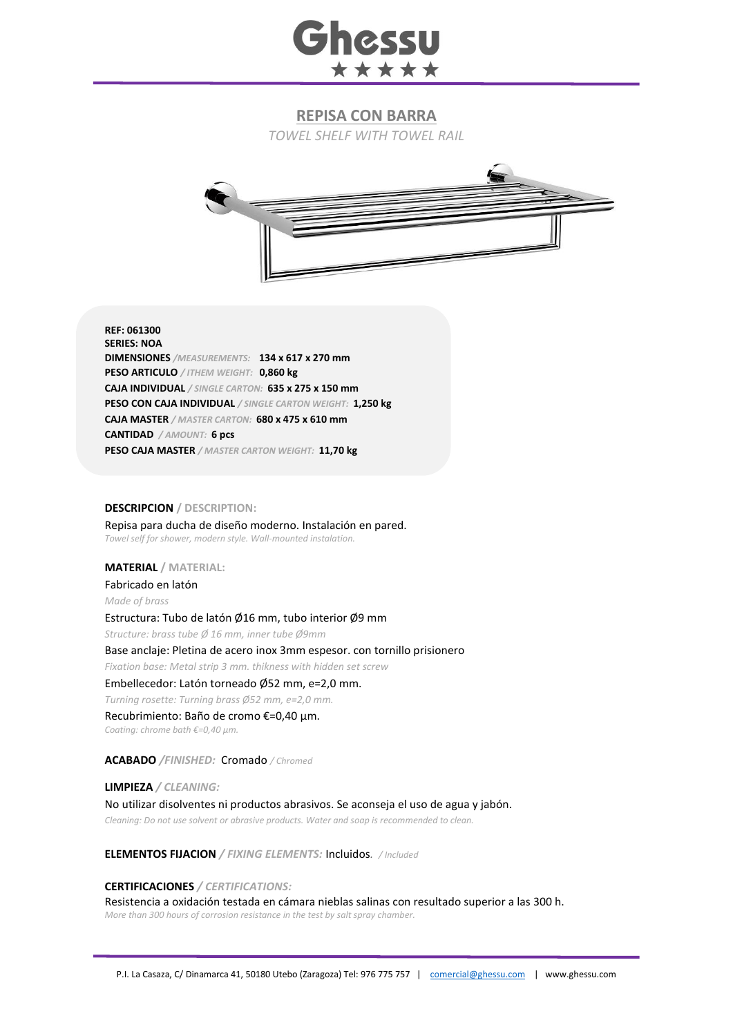# Ghessu

## REPISA CON BARRA

*TOWEL SHELF WITH TOWEL RAIL*

**REF: 061300**
**SERIES: NOA**
**DIMENSIONES** */MEASUREMENTS:* **134 x 617 x 270 mm**
**PESO ARTICULO** */ ITHEM WEIGHT:* **0,860 kg**
**CAJA INDIVIDUAL** */ SINGLE CARTON:* **635 x 275 x 150 mm**
**PESO CON CAJA INDIVIDUAL** */ SINGLE CARTON WEIGHT:* **1,250 kg**
**CAJA MASTER** */ MASTER CARTON:* **680 x 475 x 610 mm**
**CANTIDAD** */ AMOUNT:* **6 pcs**
**PESO CAJA MASTER** */ MASTER CARTON WEIGHT:* **11,70 kg**

**DESCRIPCION** / **DESCRIPTION:**

Repisa para ducha de diseño moderno. Instalación en pared.
*Towel self for shower, modern style. Wall-mounted instalation.*

**MATERIAL** / **MATERIAL:**

Fabricado en latón
*Made of brass*

Estructura: Tubo de latón Ø16 mm, tubo interior Ø9 mm
*Structure: brass tube Ø 16 mm, inner tube Ø9mm*

Base anclaje: Pletina de acero inox 3mm espesor. con tornillo prisionero
*Fixation base: Metal strip 3 mm. thikness with hidden set screw*

Embellecedor: Latón torneado Ø52 mm, e=2,0 mm.
*Turning rosette: Turning brass Ø52 mm, e=2,0 mm.*

Recubrimiento: Baño de cromo €=0,40 µm.
*Coating: chrome bath €=0,40 µm.*

**ACABADO** */FINISHED:* Cromado */ Chromed*

**LIMPIEZA** */ CLEANING:*

No utilizar disolventes ni productos abrasivos. Se aconseja el uso de agua y jabón.
*Cleaning: Do not use solvent or abrasive products. Water and soap is recommended to clean.*

**ELEMENTOS FIJACION** */ FIXING ELEMENTS:* Incluidos. */ Included*

**CERTIFICACIONES** */ CERTIFICATIONS:*

Resistencia a oxidación testada en cámara nieblas salinas con resultado superior a las 300 h.
*More than 300 hours of corrosion resistance in the test by salt spray chamber.*

P.I. La Casaza, C/ Dinamarca 41, 50180 Utebo (Zaragoza) Tel: 976 775 757 | comercial@ghessu.com | www.ghessu.com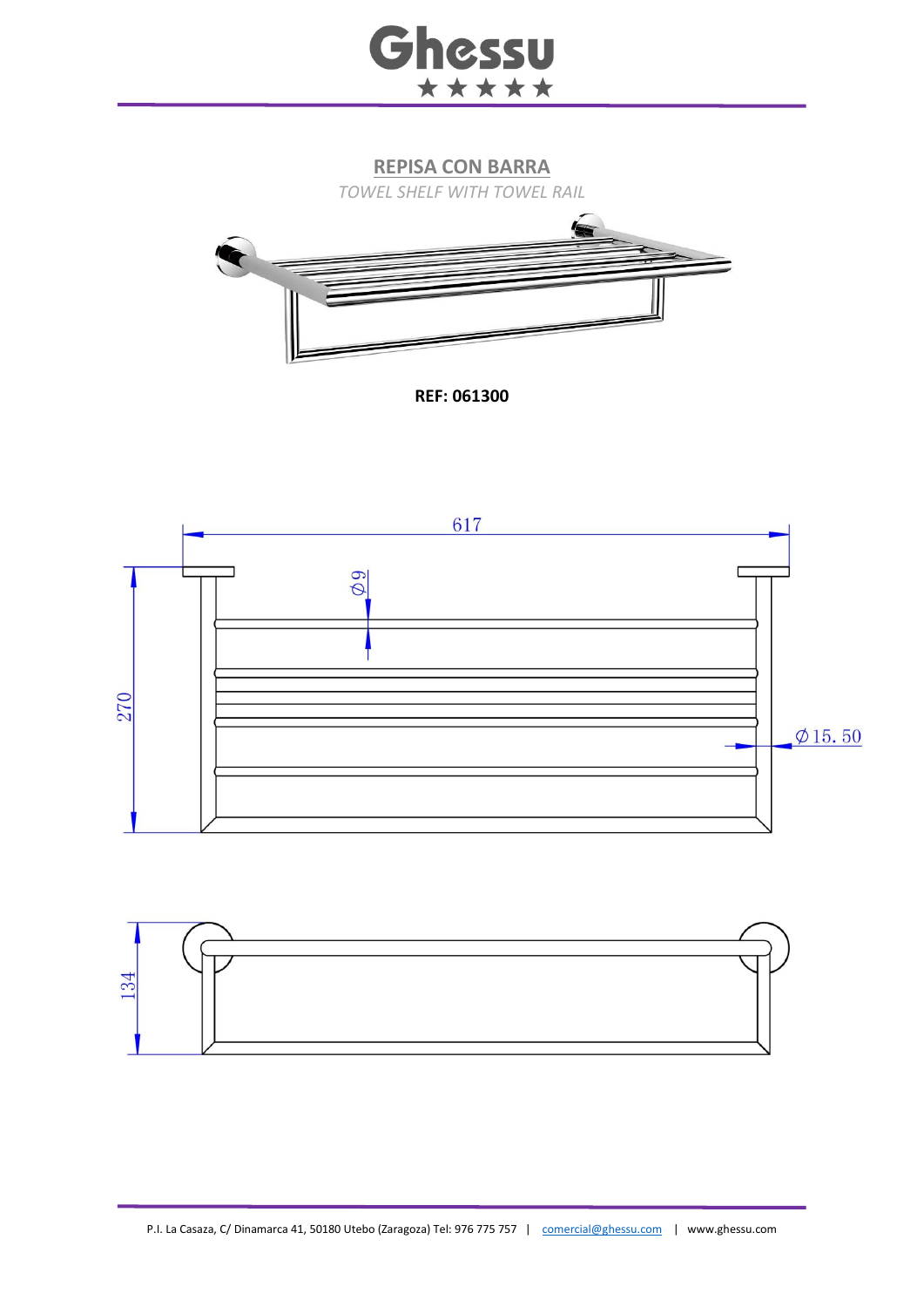Ghessu

★★★★★

## REPISA CON BARRA

*TOWEL SHELF WITH TOWEL RAIL*

**REF: 061300**

617

Ø9

270

Ø15. 50

134